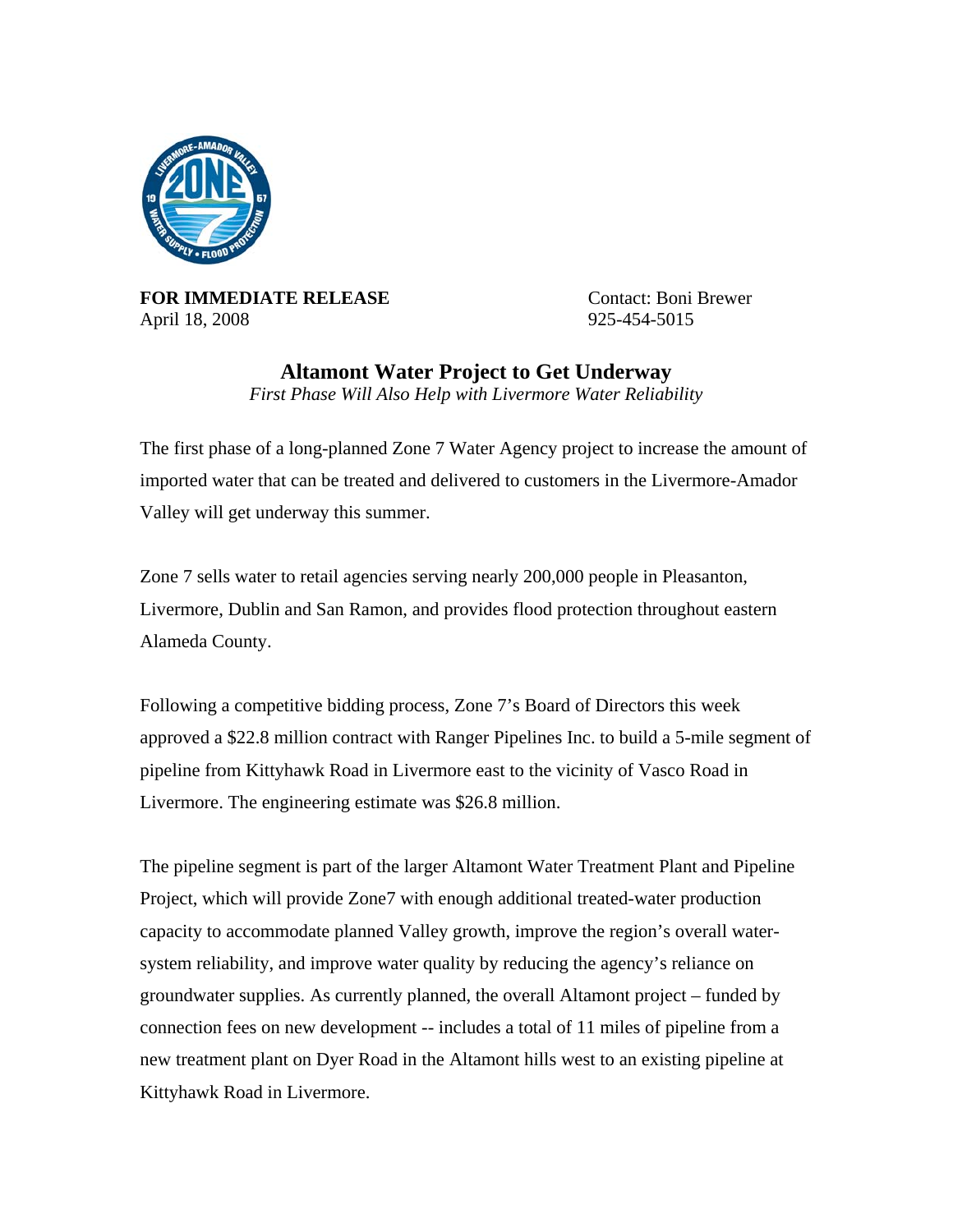**FOR IMMEDIATE RELEASE**
April 18, 2008

Contact: Boni Brewer
925-454-5015

# Altamont Water Project to Get Underway

*First Phase Will Also Help with Livermore Water Reliability*

The first phase of a long-planned Zone 7 Water Agency project to increase the amount of imported water that can be treated and delivered to customers in the Livermore-Amador Valley will get underway this summer.

Zone 7 sells water to retail agencies serving nearly 200,000 people in Pleasanton, Livermore, Dublin and San Ramon, and provides flood protection throughout eastern Alameda County.

Following a competitive bidding process, Zone 7's Board of Directors this week approved a $22.8 million contract with Ranger Pipelines Inc. to build a 5-mile segment of pipeline from Kittyhawk Road in Livermore east to the vicinity of Vasco Road in Livermore. The engineering estimate was $26.8 million.

The pipeline segment is part of the larger Altamont Water Treatment Plant and Pipeline Project, which will provide Zone7 with enough additional treated-water production capacity to accommodate planned Valley growth, improve the region's overall water-system reliability, and improve water quality by reducing the agency's reliance on groundwater supplies. As currently planned, the overall Altamont project – funded by connection fees on new development -- includes a total of 11 miles of pipeline from a new treatment plant on Dyer Road in the Altamont hills west to an existing pipeline at Kittyhawk Road in Livermore.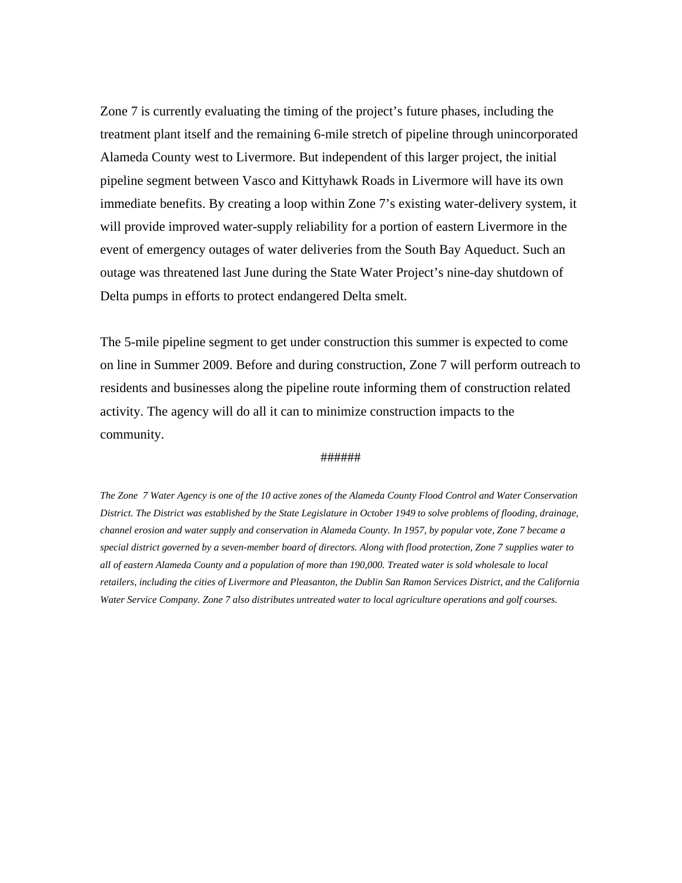Zone 7 is currently evaluating the timing of the project's future phases, including the treatment plant itself and the remaining 6-mile stretch of pipeline through unincorporated Alameda County west to Livermore. But independent of this larger project, the initial pipeline segment between Vasco and Kittyhawk Roads in Livermore will have its own immediate benefits. By creating a loop within Zone 7's existing water-delivery system, it will provide improved water-supply reliability for a portion of eastern Livermore in the event of emergency outages of water deliveries from the South Bay Aqueduct. Such an outage was threatened last June during the State Water Project's nine-day shutdown of Delta pumps in efforts to protect endangered Delta smelt.

The 5-mile pipeline segment to get under construction this summer is expected to come on line in Summer 2009. Before and during construction, Zone 7 will perform outreach to residents and businesses along the pipeline route informing them of construction related activity. The agency will do all it can to minimize construction impacts to the community.

######

*The Zone 7 Water Agency is one of the 10 active zones of the Alameda County Flood Control and Water Conservation District. The District was established by the State Legislature in October 1949 to solve problems of flooding, drainage, channel erosion and water supply and conservation in Alameda County. In 1957, by popular vote, Zone 7 became a special district governed by a seven-member board of directors. Along with flood protection, Zone 7 supplies water to all of eastern Alameda County and a population of more than 190,000. Treated water is sold wholesale to local retailers, including the cities of Livermore and Pleasanton, the Dublin San Ramon Services District, and the California Water Service Company. Zone 7 also distributes untreated water to local agriculture operations and golf courses.*